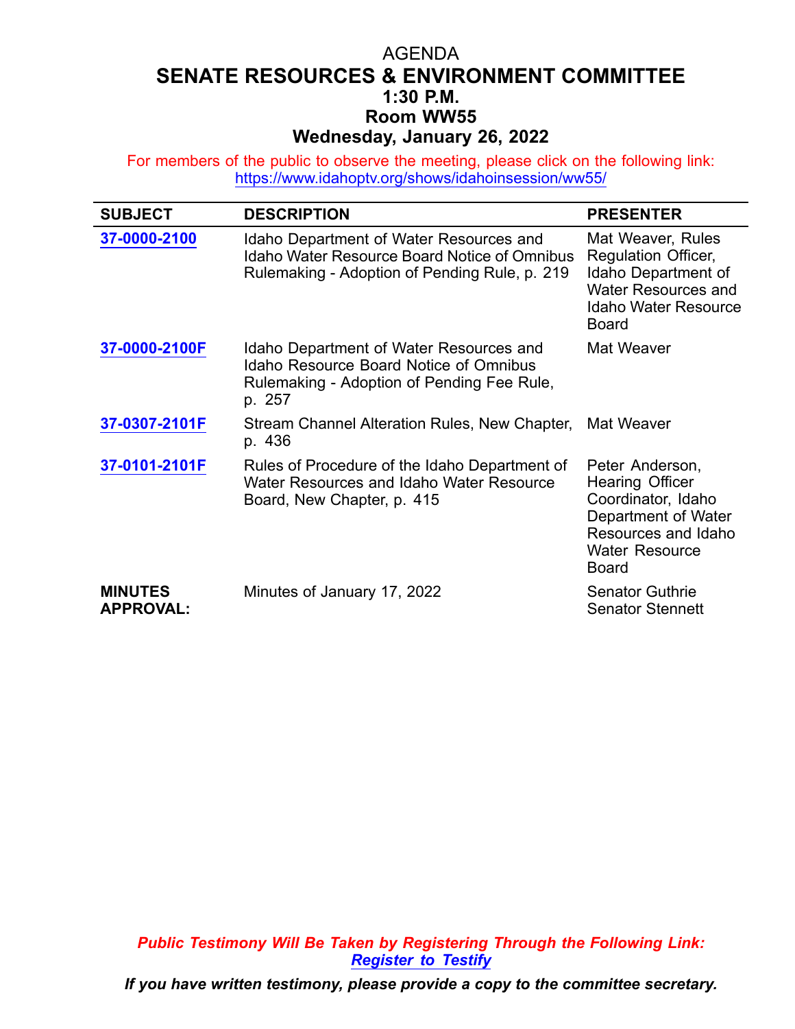AGENDA

# SENATE RESOURCES & ENVIRONMENT COMMITTEE

**1:30 P.M.**

**Room WW55**

**Wednesday, January 26, 2022**

For members of the public to observe the meeting, please click on the following link: https://www.idahoptv.org/shows/idahoinsession/ww55/

| SUBJECT | DESCRIPTION | PRESENTER |
|---|---|---|
| **37-0000-2100** | Idaho Department of Water Resources and Idaho Water Resource Board Notice of Omnibus Rulemaking - Adoption of Pending Rule, p. 219 | Mat Weaver, Rules Regulation Officer, Idaho Department of Water Resources and Idaho Water Resource Board |
| **37-0000-2100F** | Idaho Department of Water Resources and Idaho Resource Board Notice of Omnibus Rulemaking - Adoption of Pending Fee Rule, p. 257 | Mat Weaver |
| **37-0307-2101F** | Stream Channel Alteration Rules, New Chapter, p. 436 | Mat Weaver |
| **37-0101-2101F** | Rules of Procedure of the Idaho Department of Water Resources and Idaho Water Resource Board, New Chapter, p. 415 | Peter Anderson, Hearing Officer Coordinator, Idaho Department of Water Resources and Idaho Water Resource Board |
| **MINUTES APPROVAL:** | Minutes of January 17, 2022 | Senator Guthrie<br>Senator Stennett |

***Public Testimony Will Be Taken by Registering Through the Following Link: Register to Testify***

***If you have written testimony, please provide a copy to the committee secretary.***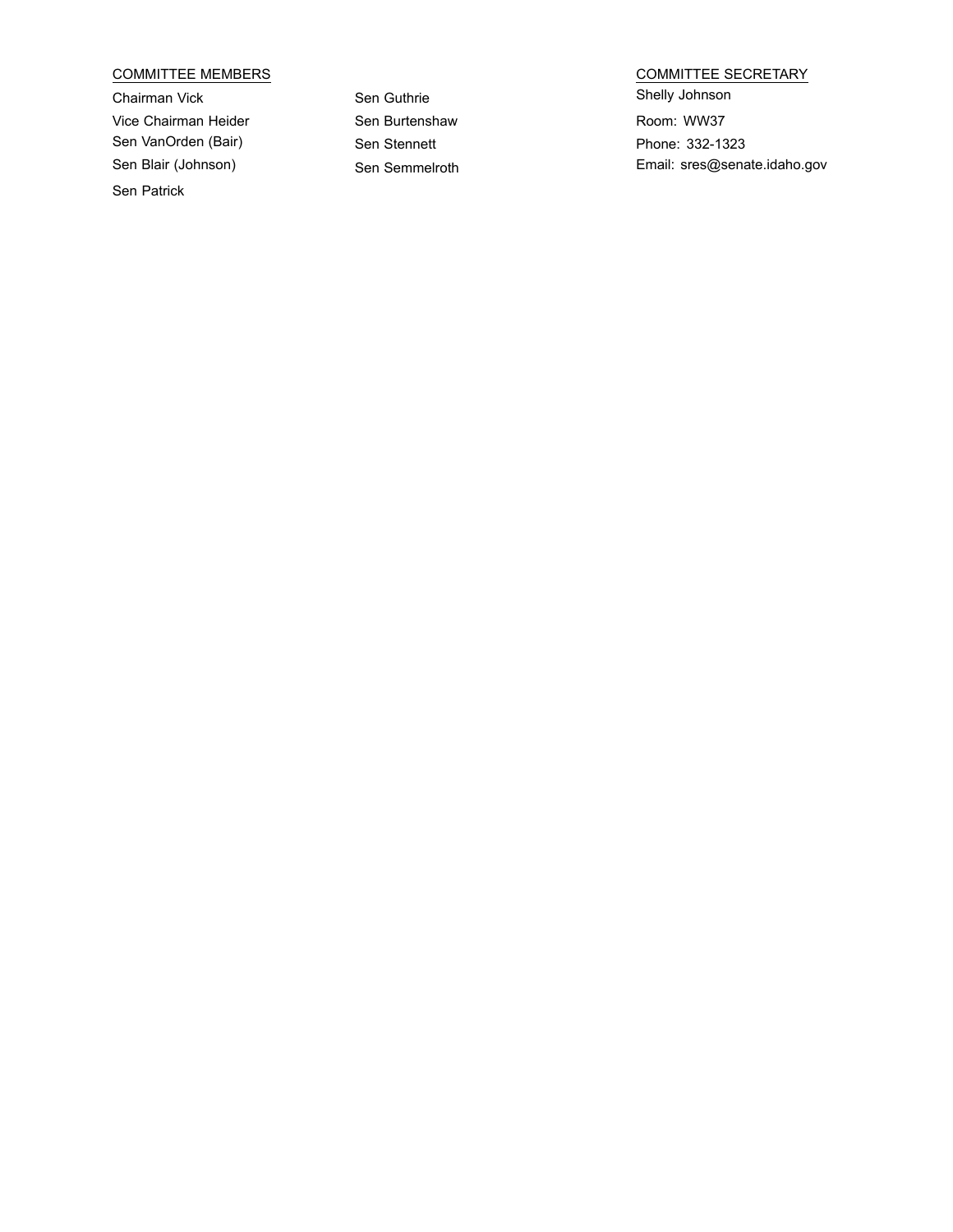COMMITTEE MEMBERS

Chairman Vick

Vice Chairman Heider

Sen VanOrden (Bair)

Sen Blair (Johnson)

Sen Patrick

Sen Guthrie

Sen Burtenshaw

Sen Stennett

Sen Semmelroth

COMMITTEE SECRETARY

Shelly Johnson

Room: WW37

Phone: 332-1323

Email: sres@senate.idaho.gov